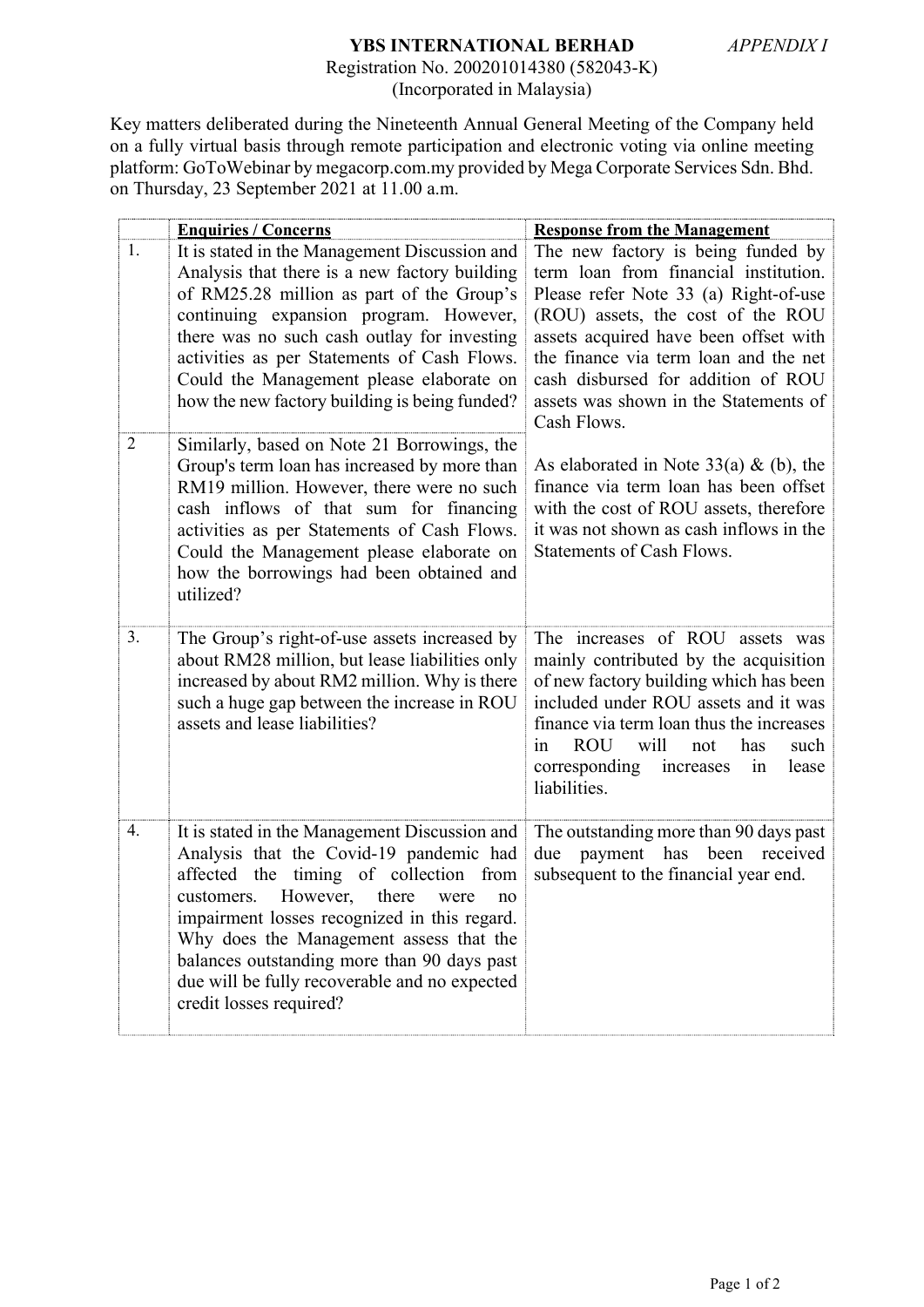**YBS INTERNATIONAL BERHAD** *APPENDIX I*

Registration No. 200201014380 (582043-K)
(Incorporated in Malaysia)

Key matters deliberated during the Nineteenth Annual General Meeting of the Company held on a fully virtual basis through remote participation and electronic voting via online meeting platform: GoToWebinar by megacorp.com.my provided by Mega Corporate Services Sdn. Bhd. on Thursday, 23 September 2021 at 11.00 a.m.

| | Enquiries / Concerns | Response from the Management |
|---|---|---|
| 1. | It is stated in the Management Discussion and Analysis that there is a new factory building of RM25.28 million as part of the Group's continuing expansion program. However, there was no such cash outlay for investing activities as per Statements of Cash Flows. Could the Management please elaborate on how the new factory building is being funded? | The new factory is being funded by term loan from financial institution. Please refer Note 33 (a) Right-of-use (ROU) assets, the cost of the ROU assets acquired have been offset with the finance via term loan and the net cash disbursed for addition of ROU assets was shown in the Statements of Cash Flows. |
| 2 | Similarly, based on Note 21 Borrowings, the Group's term loan has increased by more than RM19 million. However, there were no such cash inflows of that sum for financing activities as per Statements of Cash Flows. Could the Management please elaborate on how the borrowings had been obtained and utilized? | As elaborated in Note 33(a) & (b), the finance via term loan has been offset with the cost of ROU assets, therefore it was not shown as cash inflows in the Statements of Cash Flows. |
| 3. | The Group's right-of-use assets increased by about RM28 million, but lease liabilities only increased by about RM2 million. Why is there such a huge gap between the increase in ROU assets and lease liabilities? | The increases of ROU assets was mainly contributed by the acquisition of new factory building which has been included under ROU assets and it was finance via term loan thus the increases in ROU will not has such corresponding increases in lease liabilities. |
| 4. | It is stated in the Management Discussion and Analysis that the Covid-19 pandemic had affected the timing of collection from customers. However, there were no impairment losses recognized in this regard. Why does the Management assess that the balances outstanding more than 90 days past due will be fully recoverable and no expected credit losses required? | The outstanding more than 90 days past due payment has been received subsequent to the financial year end. |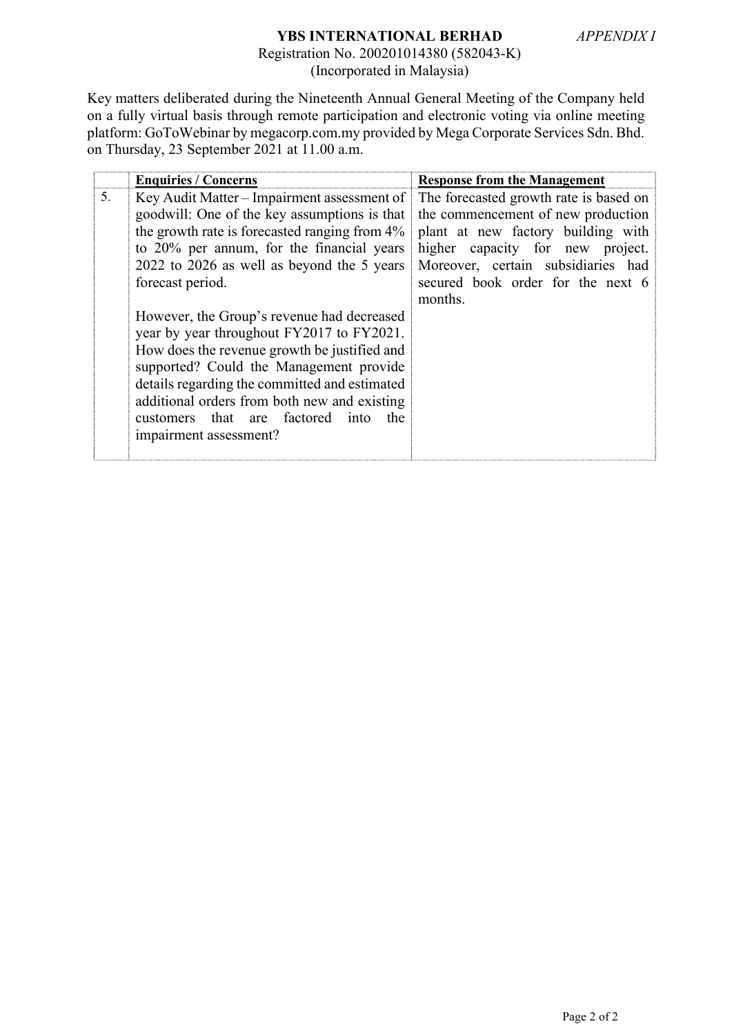**YBS INTERNATIONAL BERHAD** *APPENDIX I*

Registration No. 200201014380 (582043-K)
(Incorporated in Malaysia)

Key matters deliberated during the Nineteenth Annual General Meeting of the Company held on a fully virtual basis through remote participation and electronic voting via online meeting platform: GoToWebinar by megacorp.com.my provided by Mega Corporate Services Sdn. Bhd. on Thursday, 23 September 2021 at 11.00 a.m.

| | **Enquiries / Concerns** | **Response from the Management** |
|---|---|---|
| 5. | Key Audit Matter – Impairment assessment of goodwill: One of the key assumptions is that the growth rate is forecasted ranging from 4% to 20% per annum, for the financial years 2022 to 2026 as well as beyond the 5 years forecast period.<br><br>However, the Group's revenue had decreased year by year throughout FY2017 to FY2021. How does the revenue growth be justified and supported? Could the Management provide details regarding the committed and estimated additional orders from both new and existing customers that are factored into the impairment assessment? | The forecasted growth rate is based on the commencement of new production plant at new factory building with higher capacity for new project. Moreover, certain subsidiaries had secured book order for the next 6 months. |